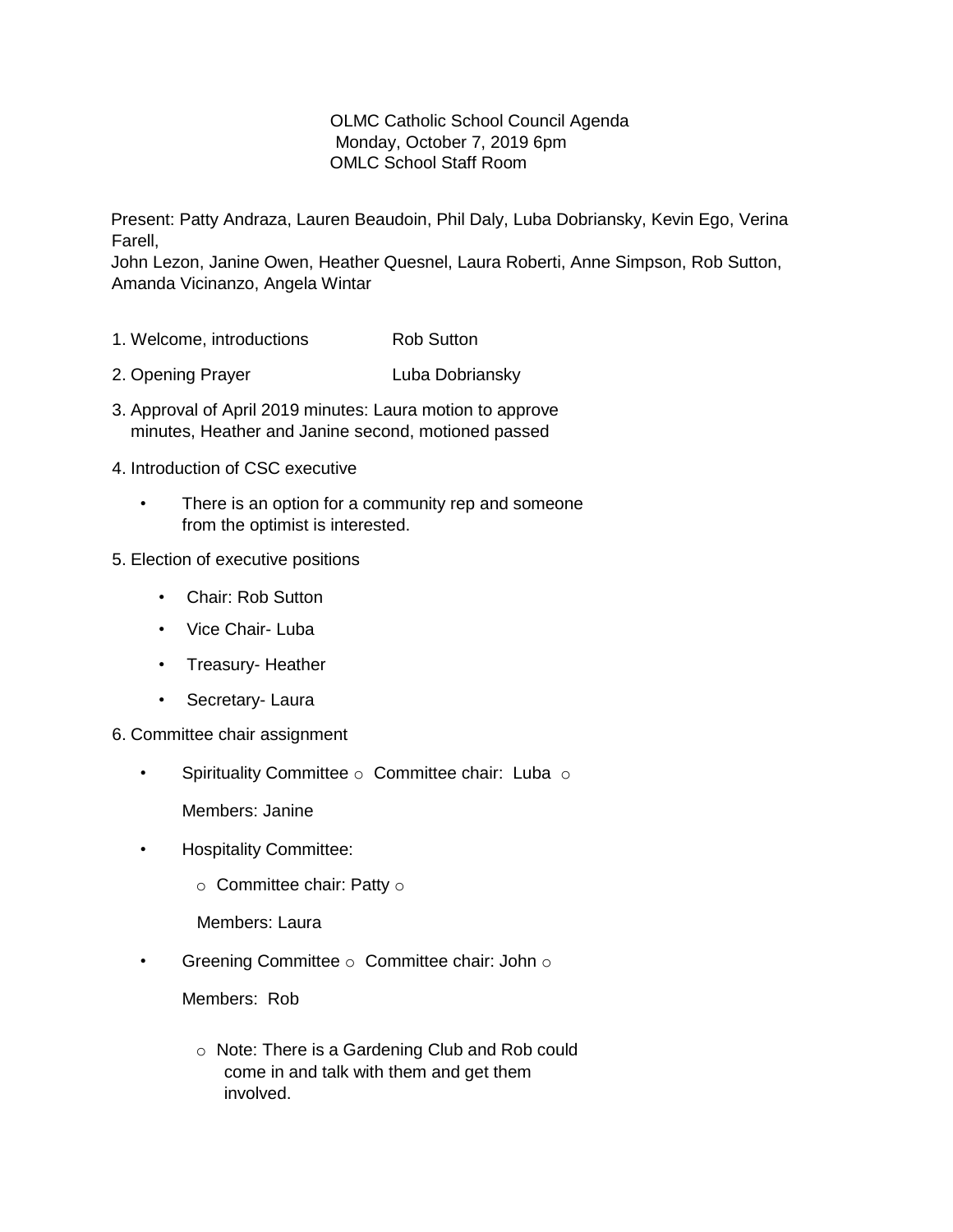OLMC Catholic School Council Agenda
Monday, October 7, 2019 6pm
OMLC School Staff Room

Present: Patty Andraza, Lauren Beaudoin, Phil Daly, Luba Dobriansky, Kevin Ego, Verina Farell,
John Lezon, Janine Owen, Heather Quesnel, Laura Roberti, Anne Simpson, Rob Sutton, Amanda Vicinanzo, Angela Wintar

1. Welcome, introductions — Rob Sutton
2. Opening Prayer — Luba Dobriansky
3. Approval of April 2019 minutes: Laura motion to approve minutes, Heather and Janine second, motioned passed
4. Introduction of CSC executive
   - There is an option for a community rep and someone from the optimist is interested.
5. Election of executive positions
   - Chair: Rob Sutton
   - Vice Chair- Luba
   - Treasury- Heather
   - Secretary- Laura
6. Committee chair assignment
   - Spirituality Committee
     - Committee chair: Luba
     - Members: Janine
   - Hospitality Committee:
     - Committee chair: Patty
     - Members: Laura
   - Greening Committee
     - Committee chair: John
     - Members: Rob
     - Note: There is a Gardening Club and Rob could come in and talk with them and get them involved.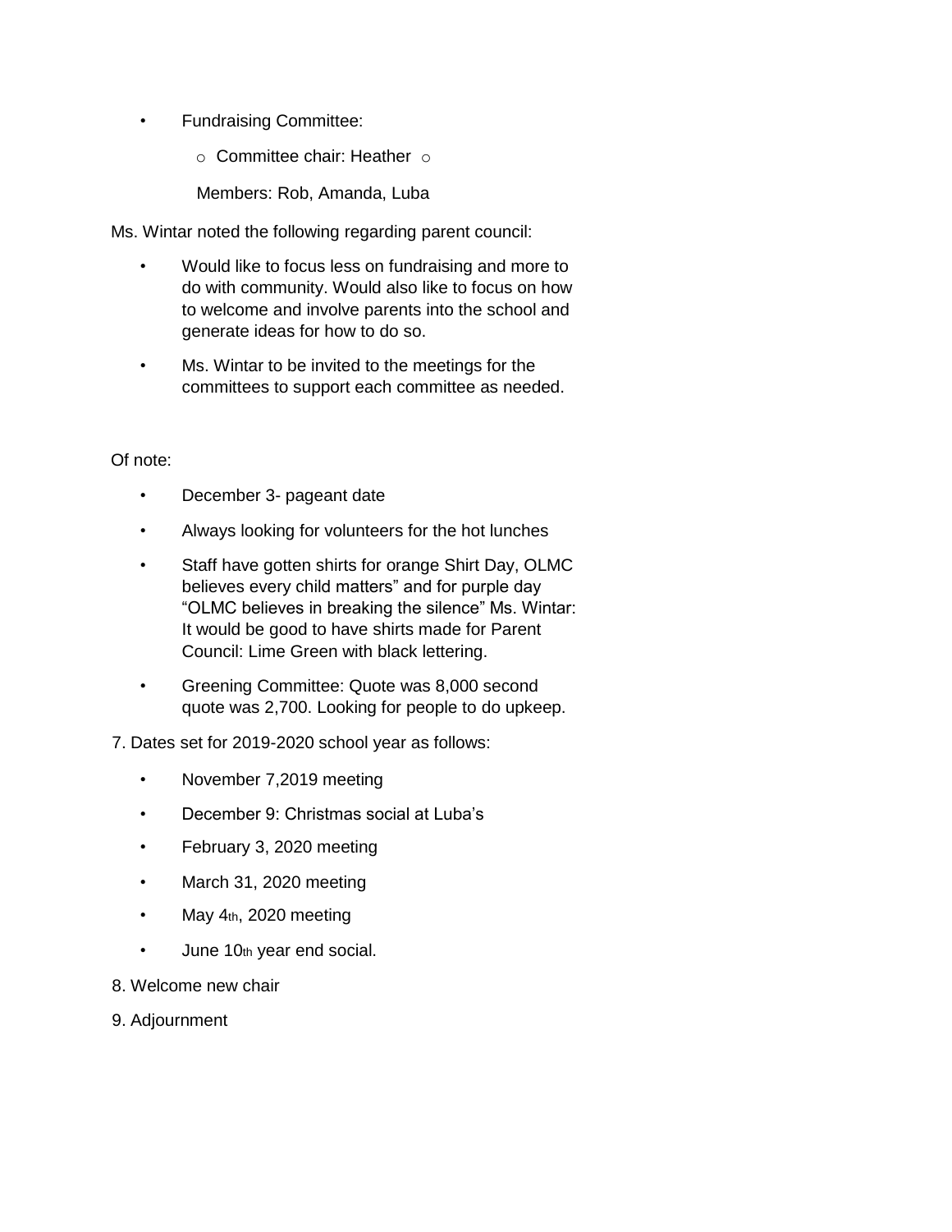- Fundraising Committee:
  - Committee chair: Heather
  - Members: Rob, Amanda, Luba

Ms. Wintar noted the following regarding parent council:

- Would like to focus less on fundraising and more to do with community. Would also like to focus on how to welcome and involve parents into the school and generate ideas for how to do so.
- Ms. Wintar to be invited to the meetings for the committees to support each committee as needed.

Of note:

- December 3- pageant date
- Always looking for volunteers for the hot lunches
- Staff have gotten shirts for orange Shirt Day, OLMC believes every child matters" and for purple day "OLMC believes in breaking the silence" Ms. Wintar: It would be good to have shirts made for Parent Council: Lime Green with black lettering.
- Greening Committee: Quote was 8,000 second quote was 2,700. Looking for people to do upkeep.

7. Dates set for 2019-2020 school year as follows:

- November 7,2019 meeting
- December 9: Christmas social at Luba's
- February 3, 2020 meeting
- March 31, 2020 meeting
- May 4th, 2020 meeting
- June 10th year end social.

8. Welcome new chair

9. Adjournment